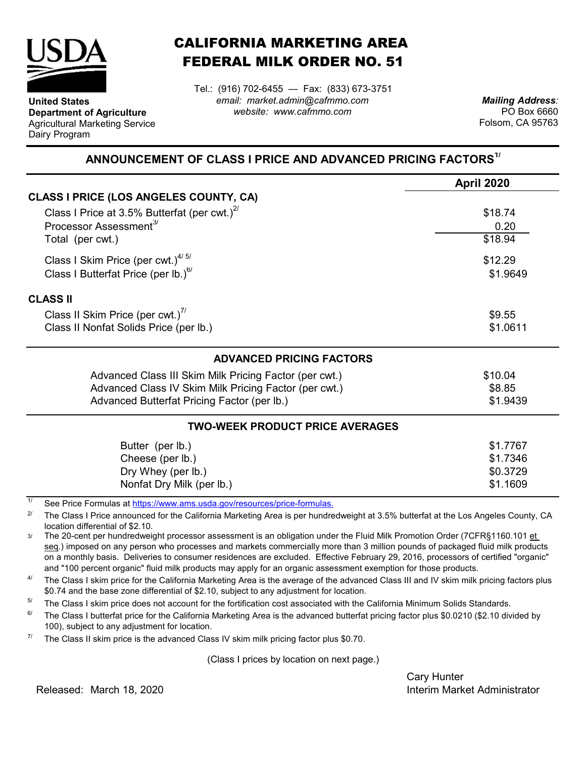**United States Department of Agriculture**
Agricultural Marketing Service
Dairy Program

# CALIFORNIA MARKETING AREA FEDERAL MILK ORDER NO. 51

Tel.: (916) 702-6455 — Fax: (833) 673-3751
*email: market.admin@cafmmo.com*
*website: www.cafmmo.com*

*Mailing Address:*
PO Box 6660
Folsom, CA 95763

## ANNOUNCEMENT OF CLASS I PRICE AND ADVANCED PRICING FACTORS[1/]

| | April 2020 |
|---|---|
| **CLASS I PRICE (LOS ANGELES COUNTY, CA)** | |
| Class I Price at 3.5% Butterfat (per cwt.)[2/] | $18.74 |
| Processor Assessment[3/] | 0.20 |
| Total (per cwt.) | $18.94 |
| Class I Skim Price (per cwt.)[4/ 5/] | $12.29 |
| Class I Butterfat Price (per lb.)[6/] | $1.9649 |
| **CLASS II** | |
| Class II Skim Price (per cwt.)[7/] | $9.55 |
| Class II Nonfat Solids Price (per lb.) | $1.0611 |

### ADVANCED PRICING FACTORS

| | |
|---|---|
| Advanced Class III Skim Milk Pricing Factor (per cwt.) | $10.04 |
| Advanced Class IV Skim Milk Pricing Factor (per cwt.) | $8.85 |
| Advanced Butterfat Pricing Factor (per lb.) | $1.9439 |

### TWO-WEEK PRODUCT PRICE AVERAGES

| | |
|---|---|
| Butter (per lb.) | $1.7767 |
| Cheese (per lb.) | $1.7346 |
| Dry Whey (per lb.) | $0.3729 |
| Nonfat Dry Milk (per lb.) | $1.1609 |

[1/] See Price Formulas at https://www.ams.usda.gov/resources/price-formulas.

[2/] The Class I Price announced for the California Marketing Area is per hundredweight at 3.5% butterfat at the Los Angeles County, CA location differential of $2.10.

[3/] The 20-cent per hundredweight processor assessment is an obligation under the Fluid Milk Promotion Order (7CFR§1160.101 et seq.) imposed on any person who processes and markets commercially more than 3 million pounds of packaged fluid milk products on a monthly basis. Deliveries to consumer residences are excluded. Effective February 29, 2016, processors of certified "organic" and "100 percent organic" fluid milk products may apply for an organic assessment exemption for those products.

[4/] The Class I skim price for the California Marketing Area is the average of the advanced Class III and IV skim milk pricing factors plus $0.74 and the base zone differential of $2.10, subject to any adjustment for location.

[5/] The Class I skim price does not account for the fortification cost associated with the California Minimum Solids Standards.

[6/] The Class I butterfat price for the California Marketing Area is the advanced butterfat pricing factor plus $0.0210 ($2.10 divided by 100), subject to any adjustment for location.

[7/] The Class II skim price is the advanced Class IV skim milk pricing factor plus $0.70.

(Class I prices by location on next page.)

Released: March 18, 2020

Cary Hunter
Interim Market Administrator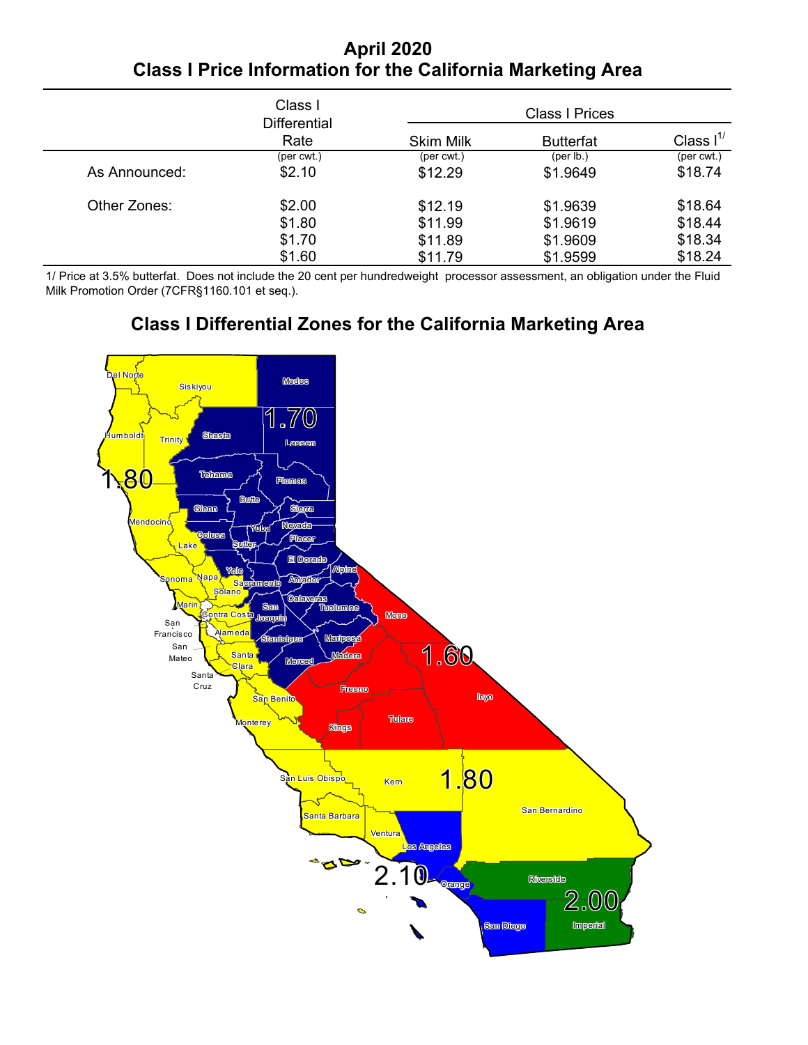# April 2020
# Class I Price Information for the California Marketing Area

| | Class I Differential Rate | Class I Prices | | |
|---|---|---|---|---|
| | | Skim Milk | Butterfat | Class I[1/] |
| | (per cwt.) | (per cwt.) | (per lb.) | (per cwt.) |
| As Announced: | $2.10 | $12.29 | $1.9649 | $18.74 |
| Other Zones: | $2.00 | $12.19 | $1.9639 | $18.64 |
| | $1.80 | $11.99 | $1.9619 | $18.44 |
| | $1.70 | $11.89 | $1.9609 | $18.34 |
| | $1.60 | $11.79 | $1.9599 | $18.24 |

1/ Price at 3.5% butterfat. Does not include the 20 cent per hundredweight processor assessment, an obligation under the Fluid Milk Promotion Order (7CFR§1160.101 et seq.).

## Class I Differential Zones for the California Marketing Area

1.70
1.80
1.60
1.80
2.10
2.00

Del Norte, Siskiyou, Modoc, Humboldt, Trinity, Shasta, Lassen, Tehama, Plumas, Butte, Glenn, Sierra, Mendocino, Yuba, Nevada, Colusa, Placer, Lake, Sutter, El Dorado, Yolo, Alpine, Sonoma, Napa, Sacramento, Amador, Solano, Calaveras, Marin, San Joaquin, Tuolumne, Mono, Contra Costa, San Francisco, Alameda, Stanislaus, Mariposa, San Mateo, Santa Clara, Merced, Madera, Santa Cruz, Fresno, Inyo, San Benito, Monterey, Tulare, Kings, San Luis Obispo, Kern, San Bernardino, Santa Barbara, Ventura, Los Angeles, Orange, Riverside, San Diego, Imperial